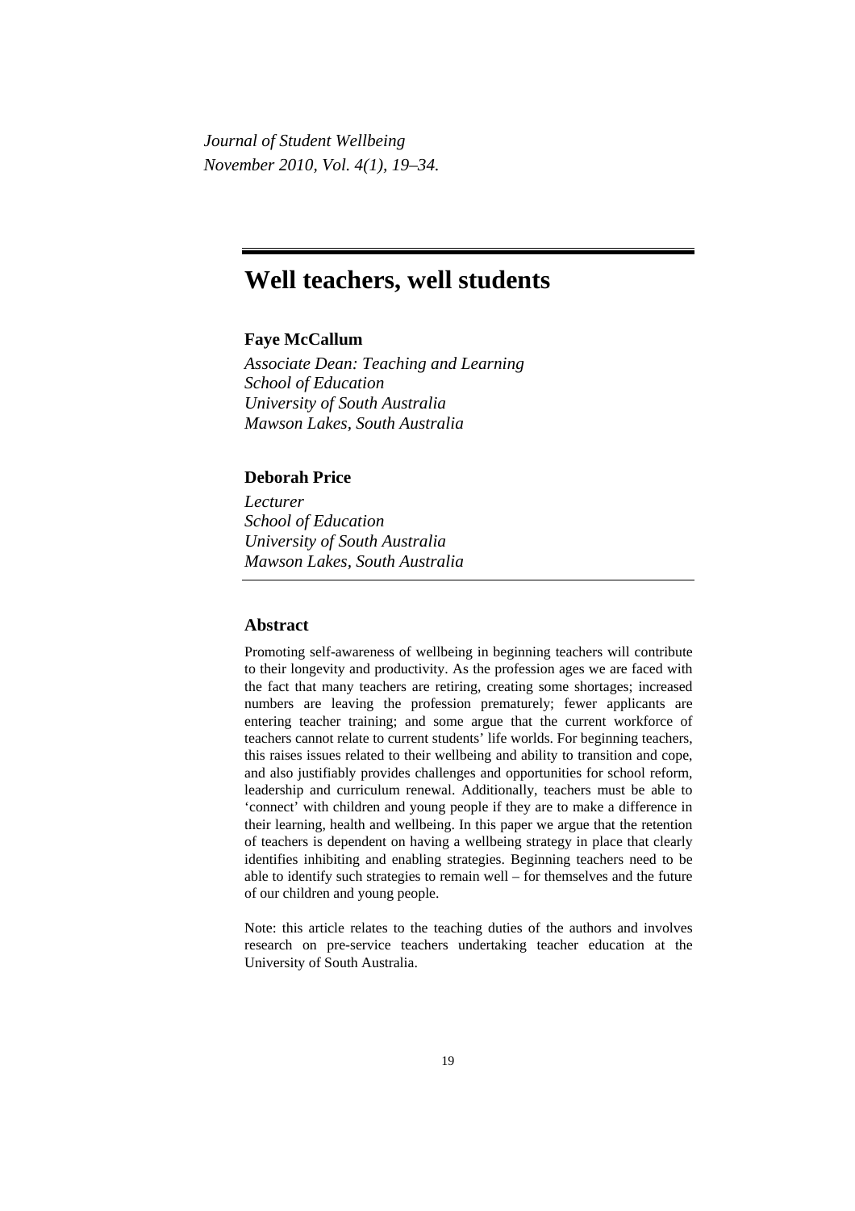*Journal of Student Wellbeing*
*November 2010, Vol. 4(1), 19–34.*

# Well teachers, well students

**Faye McCallum**

*Associate Dean: Teaching and Learning*
*School of Education*
*University of South Australia*
*Mawson Lakes, South Australia*

**Deborah Price**

*Lecturer*
*School of Education*
*University of South Australia*
*Mawson Lakes, South Australia*

## Abstract

Promoting self-awareness of wellbeing in beginning teachers will contribute to their longevity and productivity. As the profession ages we are faced with the fact that many teachers are retiring, creating some shortages; increased numbers are leaving the profession prematurely; fewer applicants are entering teacher training; and some argue that the current workforce of teachers cannot relate to current students' life worlds. For beginning teachers, this raises issues related to their wellbeing and ability to transition and cope, and also justifiably provides challenges and opportunities for school reform, leadership and curriculum renewal. Additionally, teachers must be able to 'connect' with children and young people if they are to make a difference in their learning, health and wellbeing. In this paper we argue that the retention of teachers is dependent on having a wellbeing strategy in place that clearly identifies inhibiting and enabling strategies. Beginning teachers need to be able to identify such strategies to remain well – for themselves and the future of our children and young people.

Note: this article relates to the teaching duties of the authors and involves research on pre-service teachers undertaking teacher education at the University of South Australia.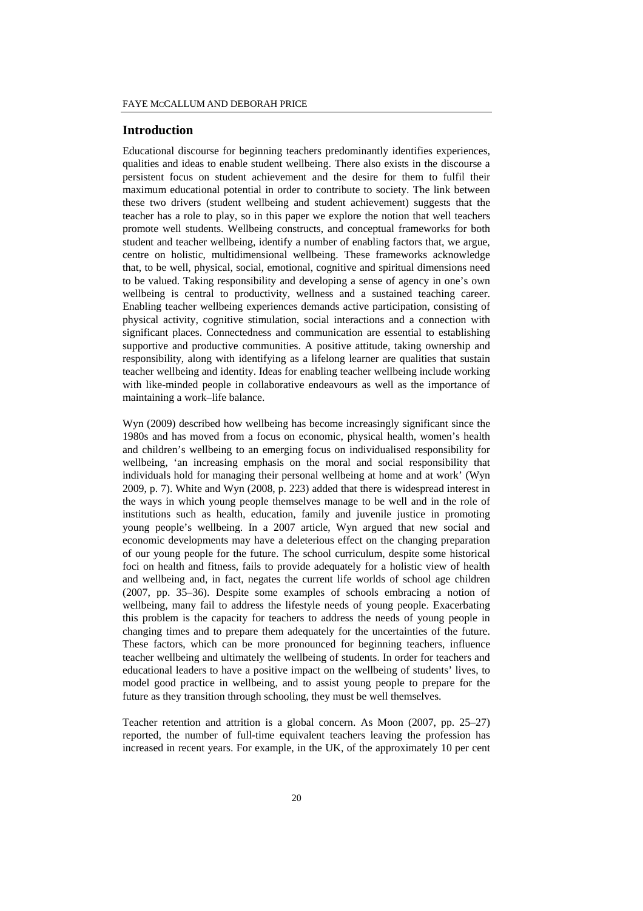## Introduction

Educational discourse for beginning teachers predominantly identifies experiences, qualities and ideas to enable student wellbeing. There also exists in the discourse a persistent focus on student achievement and the desire for them to fulfil their maximum educational potential in order to contribute to society. The link between these two drivers (student wellbeing and student achievement) suggests that the teacher has a role to play, so in this paper we explore the notion that well teachers promote well students. Wellbeing constructs, and conceptual frameworks for both student and teacher wellbeing, identify a number of enabling factors that, we argue, centre on holistic, multidimensional wellbeing. These frameworks acknowledge that, to be well, physical, social, emotional, cognitive and spiritual dimensions need to be valued. Taking responsibility and developing a sense of agency in one's own wellbeing is central to productivity, wellness and a sustained teaching career. Enabling teacher wellbeing experiences demands active participation, consisting of physical activity, cognitive stimulation, social interactions and a connection with significant places. Connectedness and communication are essential to establishing supportive and productive communities. A positive attitude, taking ownership and responsibility, along with identifying as a lifelong learner are qualities that sustain teacher wellbeing and identity. Ideas for enabling teacher wellbeing include working with like-minded people in collaborative endeavours as well as the importance of maintaining a work–life balance.

Wyn (2009) described how wellbeing has become increasingly significant since the 1980s and has moved from a focus on economic, physical health, women's health and children's wellbeing to an emerging focus on individualised responsibility for wellbeing, 'an increasing emphasis on the moral and social responsibility that individuals hold for managing their personal wellbeing at home and at work' (Wyn 2009, p. 7). White and Wyn (2008, p. 223) added that there is widespread interest in the ways in which young people themselves manage to be well and in the role of institutions such as health, education, family and juvenile justice in promoting young people's wellbeing. In a 2007 article, Wyn argued that new social and economic developments may have a deleterious effect on the changing preparation of our young people for the future. The school curriculum, despite some historical foci on health and fitness, fails to provide adequately for a holistic view of health and wellbeing and, in fact, negates the current life worlds of school age children (2007, pp. 35–36). Despite some examples of schools embracing a notion of wellbeing, many fail to address the lifestyle needs of young people. Exacerbating this problem is the capacity for teachers to address the needs of young people in changing times and to prepare them adequately for the uncertainties of the future. These factors, which can be more pronounced for beginning teachers, influence teacher wellbeing and ultimately the wellbeing of students. In order for teachers and educational leaders to have a positive impact on the wellbeing of students' lives, to model good practice in wellbeing, and to assist young people to prepare for the future as they transition through schooling, they must be well themselves.

Teacher retention and attrition is a global concern. As Moon (2007, pp. 25–27) reported, the number of full-time equivalent teachers leaving the profession has increased in recent years. For example, in the UK, of the approximately 10 per cent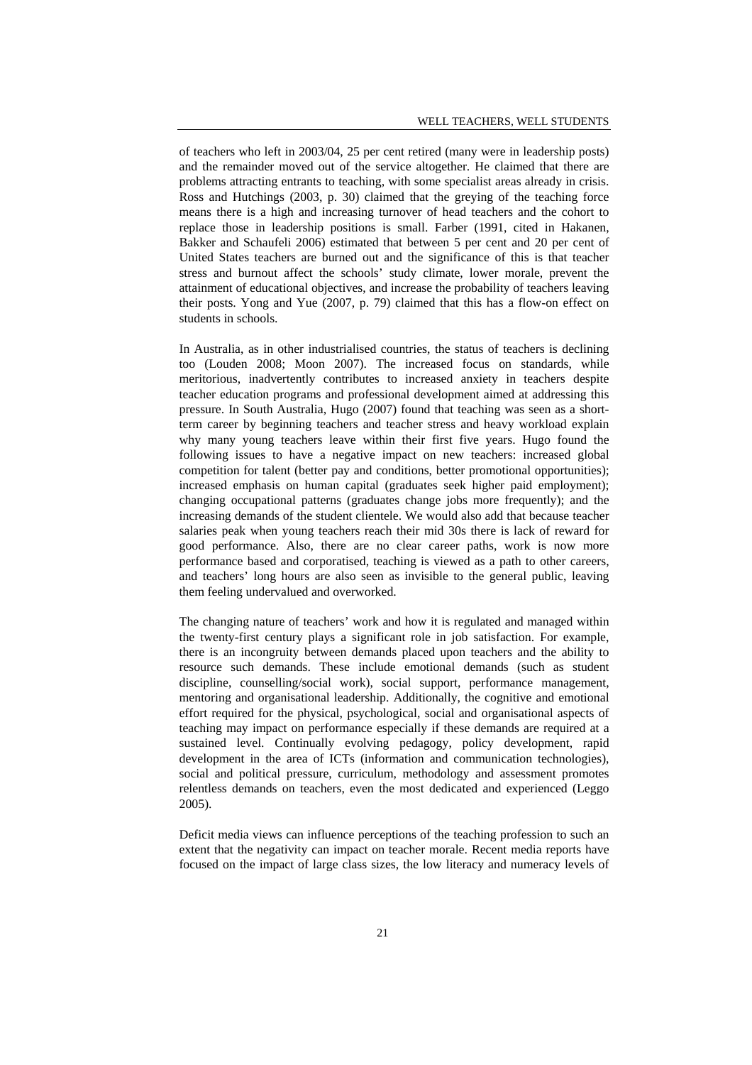of teachers who left in 2003/04, 25 per cent retired (many were in leadership posts) and the remainder moved out of the service altogether. He claimed that there are problems attracting entrants to teaching, with some specialist areas already in crisis. Ross and Hutchings (2003, p. 30) claimed that the greying of the teaching force means there is a high and increasing turnover of head teachers and the cohort to replace those in leadership positions is small. Farber (1991, cited in Hakanen, Bakker and Schaufeli 2006) estimated that between 5 per cent and 20 per cent of United States teachers are burned out and the significance of this is that teacher stress and burnout affect the schools' study climate, lower morale, prevent the attainment of educational objectives, and increase the probability of teachers leaving their posts. Yong and Yue (2007, p. 79) claimed that this has a flow-on effect on students in schools.

In Australia, as in other industrialised countries, the status of teachers is declining too (Louden 2008; Moon 2007). The increased focus on standards, while meritorious, inadvertently contributes to increased anxiety in teachers despite teacher education programs and professional development aimed at addressing this pressure. In South Australia, Hugo (2007) found that teaching was seen as a short-term career by beginning teachers and teacher stress and heavy workload explain why many young teachers leave within their first five years. Hugo found the following issues to have a negative impact on new teachers: increased global competition for talent (better pay and conditions, better promotional opportunities); increased emphasis on human capital (graduates seek higher paid employment); changing occupational patterns (graduates change jobs more frequently); and the increasing demands of the student clientele. We would also add that because teacher salaries peak when young teachers reach their mid 30s there is lack of reward for good performance. Also, there are no clear career paths, work is now more performance based and corporatised, teaching is viewed as a path to other careers, and teachers' long hours are also seen as invisible to the general public, leaving them feeling undervalued and overworked.

The changing nature of teachers' work and how it is regulated and managed within the twenty-first century plays a significant role in job satisfaction. For example, there is an incongruity between demands placed upon teachers and the ability to resource such demands. These include emotional demands (such as student discipline, counselling/social work), social support, performance management, mentoring and organisational leadership. Additionally, the cognitive and emotional effort required for the physical, psychological, social and organisational aspects of teaching may impact on performance especially if these demands are required at a sustained level. Continually evolving pedagogy, policy development, rapid development in the area of ICTs (information and communication technologies), social and political pressure, curriculum, methodology and assessment promotes relentless demands on teachers, even the most dedicated and experienced (Leggo 2005).

Deficit media views can influence perceptions of the teaching profession to such an extent that the negativity can impact on teacher morale. Recent media reports have focused on the impact of large class sizes, the low literacy and numeracy levels of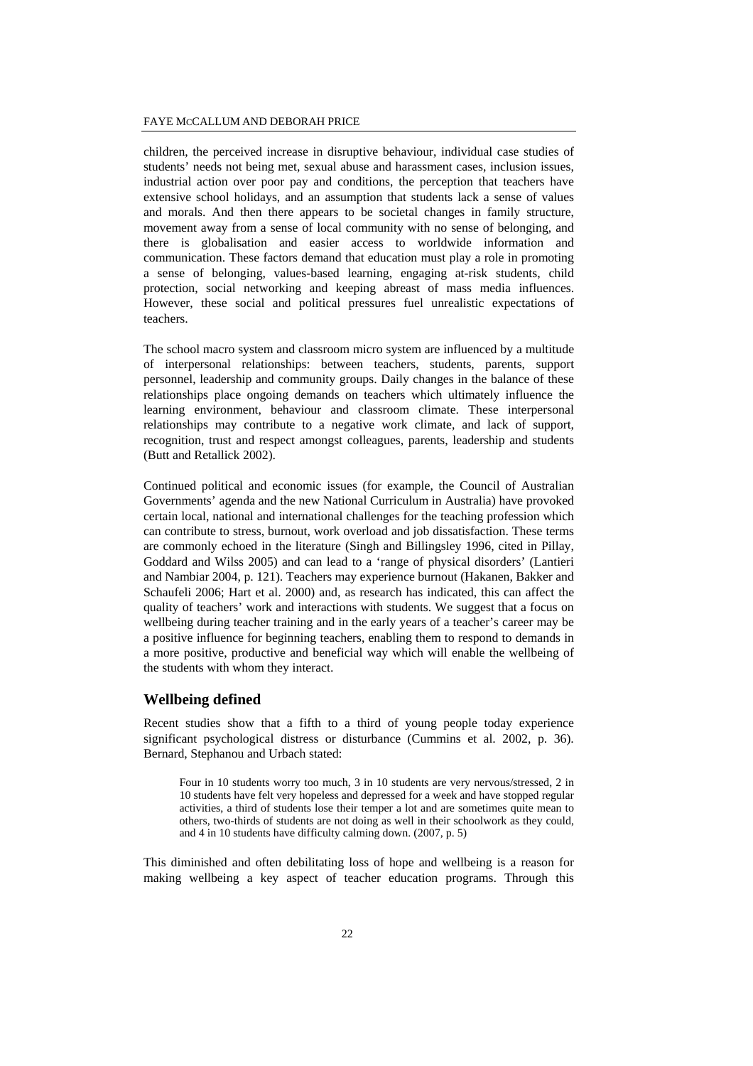children, the perceived increase in disruptive behaviour, individual case studies of students' needs not being met, sexual abuse and harassment cases, inclusion issues, industrial action over poor pay and conditions, the perception that teachers have extensive school holidays, and an assumption that students lack a sense of values and morals. And then there appears to be societal changes in family structure, movement away from a sense of local community with no sense of belonging, and there is globalisation and easier access to worldwide information and communication. These factors demand that education must play a role in promoting a sense of belonging, values-based learning, engaging at-risk students, child protection, social networking and keeping abreast of mass media influences. However, these social and political pressures fuel unrealistic expectations of teachers.

The school macro system and classroom micro system are influenced by a multitude of interpersonal relationships: between teachers, students, parents, support personnel, leadership and community groups. Daily changes in the balance of these relationships place ongoing demands on teachers which ultimately influence the learning environment, behaviour and classroom climate. These interpersonal relationships may contribute to a negative work climate, and lack of support, recognition, trust and respect amongst colleagues, parents, leadership and students (Butt and Retallick 2002).

Continued political and economic issues (for example, the Council of Australian Governments' agenda and the new National Curriculum in Australia) have provoked certain local, national and international challenges for the teaching profession which can contribute to stress, burnout, work overload and job dissatisfaction. These terms are commonly echoed in the literature (Singh and Billingsley 1996, cited in Pillay, Goddard and Wilss 2005) and can lead to a 'range of physical disorders' (Lantieri and Nambiar 2004, p. 121). Teachers may experience burnout (Hakanen, Bakker and Schaufeli 2006; Hart et al. 2000) and, as research has indicated, this can affect the quality of teachers' work and interactions with students. We suggest that a focus on wellbeing during teacher training and in the early years of a teacher's career may be a positive influence for beginning teachers, enabling them to respond to demands in a more positive, productive and beneficial way which will enable the wellbeing of the students with whom they interact.

## Wellbeing defined

Recent studies show that a fifth to a third of young people today experience significant psychological distress or disturbance (Cummins et al. 2002, p. 36). Bernard, Stephanou and Urbach stated:

> Four in 10 students worry too much, 3 in 10 students are very nervous/stressed, 2 in 10 students have felt very hopeless and depressed for a week and have stopped regular activities, a third of students lose their temper a lot and are sometimes quite mean to others, two-thirds of students are not doing as well in their schoolwork as they could, and 4 in 10 students have difficulty calming down. (2007, p. 5)

This diminished and often debilitating loss of hope and wellbeing is a reason for making wellbeing a key aspect of teacher education programs. Through this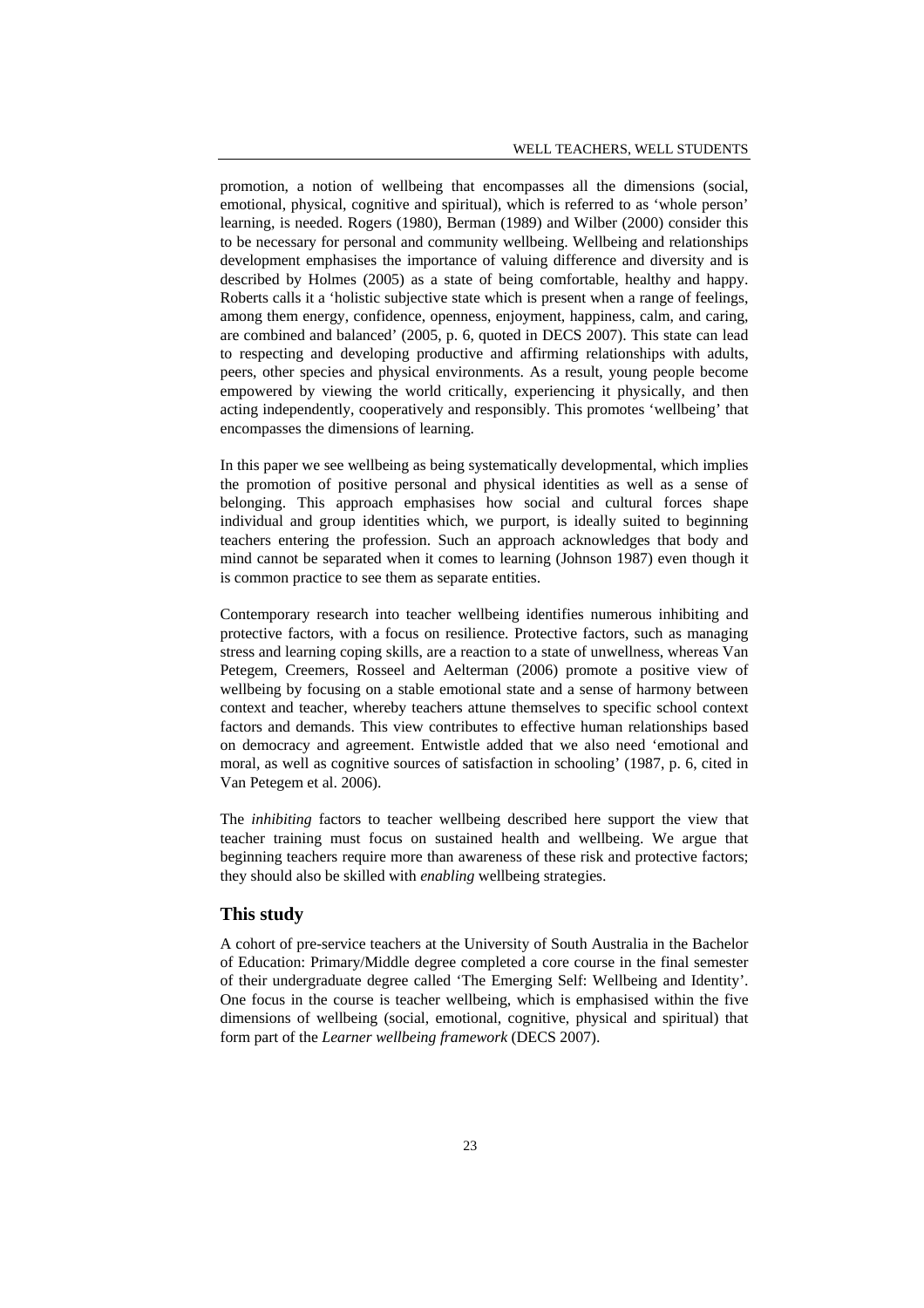promotion, a notion of wellbeing that encompasses all the dimensions (social, emotional, physical, cognitive and spiritual), which is referred to as 'whole person' learning, is needed. Rogers (1980), Berman (1989) and Wilber (2000) consider this to be necessary for personal and community wellbeing. Wellbeing and relationships development emphasises the importance of valuing difference and diversity and is described by Holmes (2005) as a state of being comfortable, healthy and happy. Roberts calls it a 'holistic subjective state which is present when a range of feelings, among them energy, confidence, openness, enjoyment, happiness, calm, and caring, are combined and balanced' (2005, p. 6, quoted in DECS 2007). This state can lead to respecting and developing productive and affirming relationships with adults, peers, other species and physical environments. As a result, young people become empowered by viewing the world critically, experiencing it physically, and then acting independently, cooperatively and responsibly. This promotes 'wellbeing' that encompasses the dimensions of learning.

In this paper we see wellbeing as being systematically developmental, which implies the promotion of positive personal and physical identities as well as a sense of belonging. This approach emphasises how social and cultural forces shape individual and group identities which, we purport, is ideally suited to beginning teachers entering the profession. Such an approach acknowledges that body and mind cannot be separated when it comes to learning (Johnson 1987) even though it is common practice to see them as separate entities.

Contemporary research into teacher wellbeing identifies numerous inhibiting and protective factors, with a focus on resilience. Protective factors, such as managing stress and learning coping skills, are a reaction to a state of unwellness, whereas Van Petegem, Creemers, Rosseel and Aelterman (2006) promote a positive view of wellbeing by focusing on a stable emotional state and a sense of harmony between context and teacher, whereby teachers attune themselves to specific school context factors and demands. This view contributes to effective human relationships based on democracy and agreement. Entwistle added that we also need 'emotional and moral, as well as cognitive sources of satisfaction in schooling' (1987, p. 6, cited in Van Petegem et al. 2006).

The *inhibiting* factors to teacher wellbeing described here support the view that teacher training must focus on sustained health and wellbeing. We argue that beginning teachers require more than awareness of these risk and protective factors; they should also be skilled with *enabling* wellbeing strategies.

## This study

A cohort of pre-service teachers at the University of South Australia in the Bachelor of Education: Primary/Middle degree completed a core course in the final semester of their undergraduate degree called 'The Emerging Self: Wellbeing and Identity'. One focus in the course is teacher wellbeing, which is emphasised within the five dimensions of wellbeing (social, emotional, cognitive, physical and spiritual) that form part of the *Learner wellbeing framework* (DECS 2007).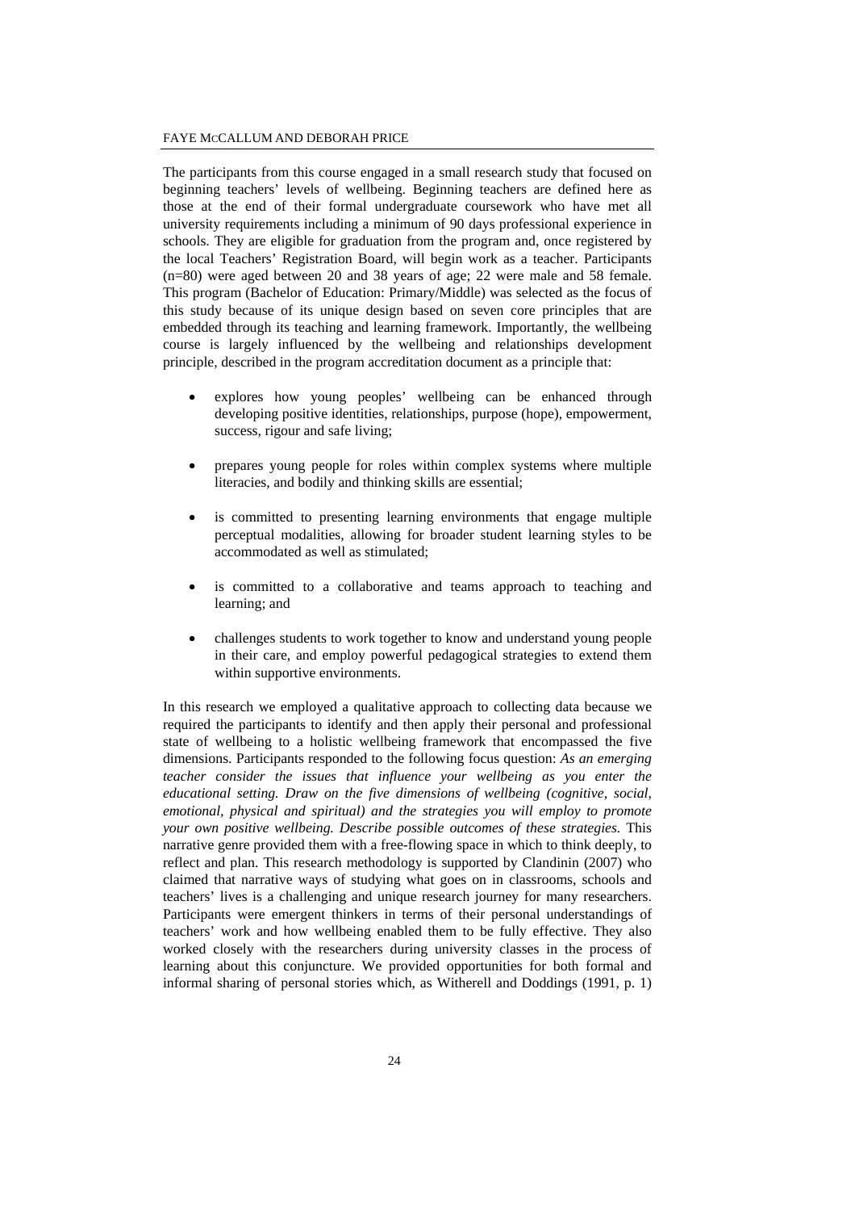The participants from this course engaged in a small research study that focused on beginning teachers' levels of wellbeing. Beginning teachers are defined here as those at the end of their formal undergraduate coursework who have met all university requirements including a minimum of 90 days professional experience in schools. They are eligible for graduation from the program and, once registered by the local Teachers' Registration Board, will begin work as a teacher. Participants (n=80) were aged between 20 and 38 years of age; 22 were male and 58 female. This program (Bachelor of Education: Primary/Middle) was selected as the focus of this study because of its unique design based on seven core principles that are embedded through its teaching and learning framework. Importantly, the wellbeing course is largely influenced by the wellbeing and relationships development principle, described in the program accreditation document as a principle that:

- explores how young peoples' wellbeing can be enhanced through developing positive identities, relationships, purpose (hope), empowerment, success, rigour and safe living;
- prepares young people for roles within complex systems where multiple literacies, and bodily and thinking skills are essential;
- is committed to presenting learning environments that engage multiple perceptual modalities, allowing for broader student learning styles to be accommodated as well as stimulated;
- is committed to a collaborative and teams approach to teaching and learning; and
- challenges students to work together to know and understand young people in their care, and employ powerful pedagogical strategies to extend them within supportive environments.

In this research we employed a qualitative approach to collecting data because we required the participants to identify and then apply their personal and professional state of wellbeing to a holistic wellbeing framework that encompassed the five dimensions. Participants responded to the following focus question: *As an emerging teacher consider the issues that influence your wellbeing as you enter the educational setting. Draw on the five dimensions of wellbeing (cognitive, social, emotional, physical and spiritual) and the strategies you will employ to promote your own positive wellbeing. Describe possible outcomes of these strategies.* This narrative genre provided them with a free-flowing space in which to think deeply, to reflect and plan. This research methodology is supported by Clandinin (2007) who claimed that narrative ways of studying what goes on in classrooms, schools and teachers' lives is a challenging and unique research journey for many researchers. Participants were emergent thinkers in terms of their personal understandings of teachers' work and how wellbeing enabled them to be fully effective. They also worked closely with the researchers during university classes in the process of learning about this conjuncture. We provided opportunities for both formal and informal sharing of personal stories which, as Witherell and Doddings (1991, p. 1)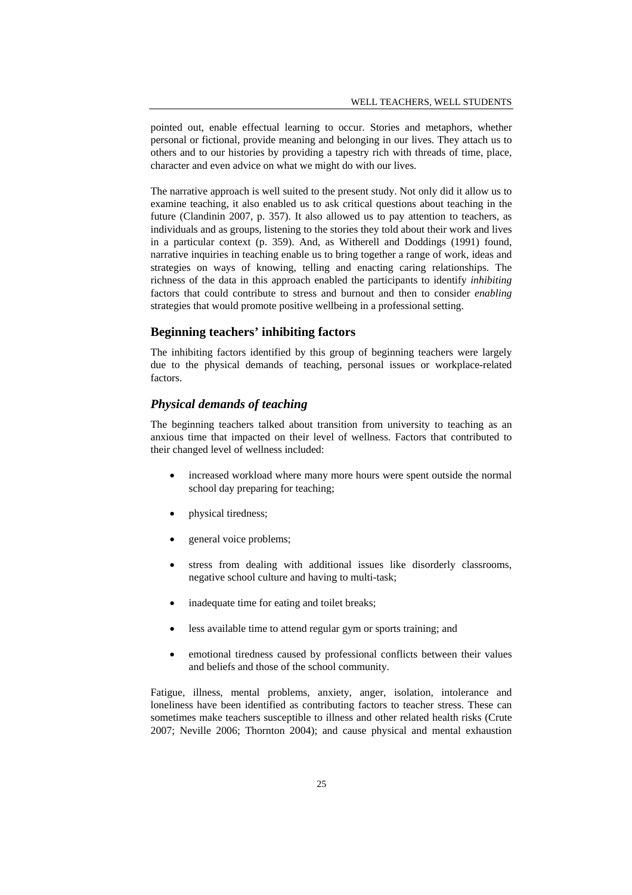pointed out, enable effectual learning to occur. Stories and metaphors, whether personal or fictional, provide meaning and belonging in our lives. They attach us to others and to our histories by providing a tapestry rich with threads of time, place, character and even advice on what we might do with our lives.

The narrative approach is well suited to the present study. Not only did it allow us to examine teaching, it also enabled us to ask critical questions about teaching in the future (Clandinin 2007, p. 357). It also allowed us to pay attention to teachers, as individuals and as groups, listening to the stories they told about their work and lives in a particular context (p. 359). And, as Witherell and Doddings (1991) found, narrative inquiries in teaching enable us to bring together a range of work, ideas and strategies on ways of knowing, telling and enacting caring relationships. The richness of the data in this approach enabled the participants to identify *inhibiting* factors that could contribute to stress and burnout and then to consider *enabling* strategies that would promote positive wellbeing in a professional setting.

## Beginning teachers' inhibiting factors

The inhibiting factors identified by this group of beginning teachers were largely due to the physical demands of teaching, personal issues or workplace-related factors.

### *Physical demands of teaching*

The beginning teachers talked about transition from university to teaching as an anxious time that impacted on their level of wellness. Factors that contributed to their changed level of wellness included:

- increased workload where many more hours were spent outside the normal school day preparing for teaching;
- physical tiredness;
- general voice problems;
- stress from dealing with additional issues like disorderly classrooms, negative school culture and having to multi-task;
- inadequate time for eating and toilet breaks;
- less available time to attend regular gym or sports training; and
- emotional tiredness caused by professional conflicts between their values and beliefs and those of the school community.

Fatigue, illness, mental problems, anxiety, anger, isolation, intolerance and loneliness have been identified as contributing factors to teacher stress. These can sometimes make teachers susceptible to illness and other related health risks (Crute 2007; Neville 2006; Thornton 2004); and cause physical and mental exhaustion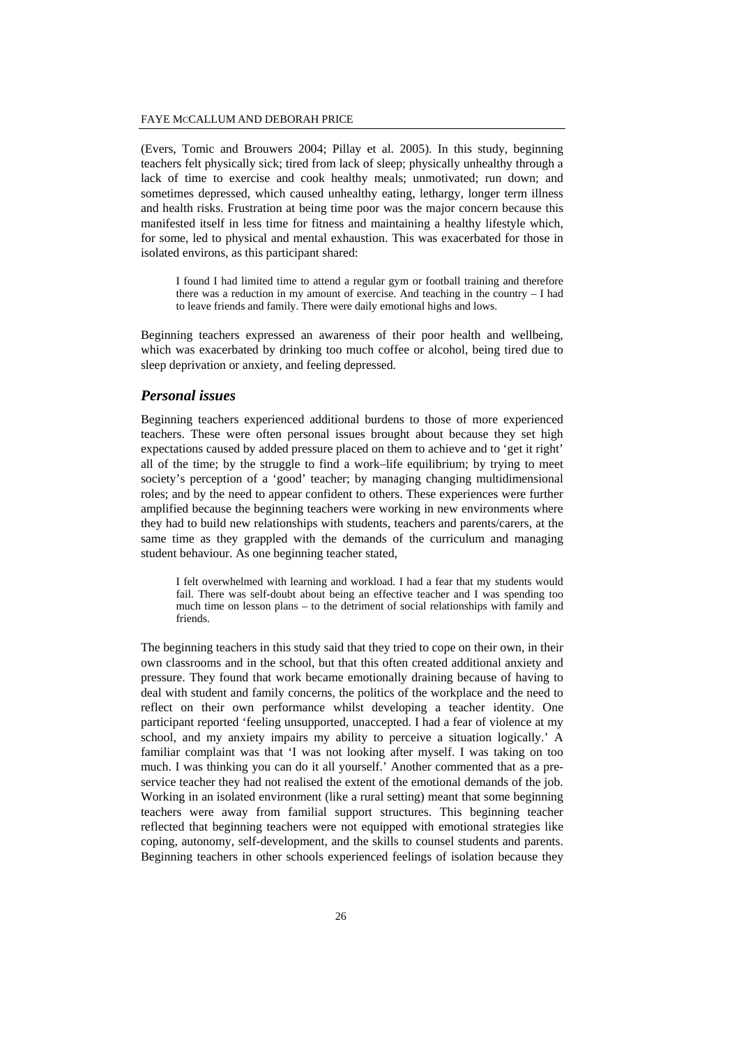(Evers, Tomic and Brouwers 2004; Pillay et al. 2005). In this study, beginning teachers felt physically sick; tired from lack of sleep; physically unhealthy through a lack of time to exercise and cook healthy meals; unmotivated; run down; and sometimes depressed, which caused unhealthy eating, lethargy, longer term illness and health risks. Frustration at being time poor was the major concern because this manifested itself in less time for fitness and maintaining a healthy lifestyle which, for some, led to physical and mental exhaustion. This was exacerbated for those in isolated environs, as this participant shared:

> I found I had limited time to attend a regular gym or football training and therefore there was a reduction in my amount of exercise. And teaching in the country – I had to leave friends and family. There were daily emotional highs and lows.

Beginning teachers expressed an awareness of their poor health and wellbeing, which was exacerbated by drinking too much coffee or alcohol, being tired due to sleep deprivation or anxiety, and feeling depressed.

### *Personal issues*

Beginning teachers experienced additional burdens to those of more experienced teachers. These were often personal issues brought about because they set high expectations caused by added pressure placed on them to achieve and to 'get it right' all of the time; by the struggle to find a work–life equilibrium; by trying to meet society's perception of a 'good' teacher; by managing changing multidimensional roles; and by the need to appear confident to others. These experiences were further amplified because the beginning teachers were working in new environments where they had to build new relationships with students, teachers and parents/carers, at the same time as they grappled with the demands of the curriculum and managing student behaviour. As one beginning teacher stated,

> I felt overwhelmed with learning and workload. I had a fear that my students would fail. There was self-doubt about being an effective teacher and I was spending too much time on lesson plans – to the detriment of social relationships with family and friends.

The beginning teachers in this study said that they tried to cope on their own, in their own classrooms and in the school, but that this often created additional anxiety and pressure. They found that work became emotionally draining because of having to deal with student and family concerns, the politics of the workplace and the need to reflect on their own performance whilst developing a teacher identity. One participant reported 'feeling unsupported, unaccepted. I had a fear of violence at my school, and my anxiety impairs my ability to perceive a situation logically.' A familiar complaint was that 'I was not looking after myself. I was taking on too much. I was thinking you can do it all yourself.' Another commented that as a pre-service teacher they had not realised the extent of the emotional demands of the job. Working in an isolated environment (like a rural setting) meant that some beginning teachers were away from familial support structures. This beginning teacher reflected that beginning teachers were not equipped with emotional strategies like coping, autonomy, self-development, and the skills to counsel students and parents. Beginning teachers in other schools experienced feelings of isolation because they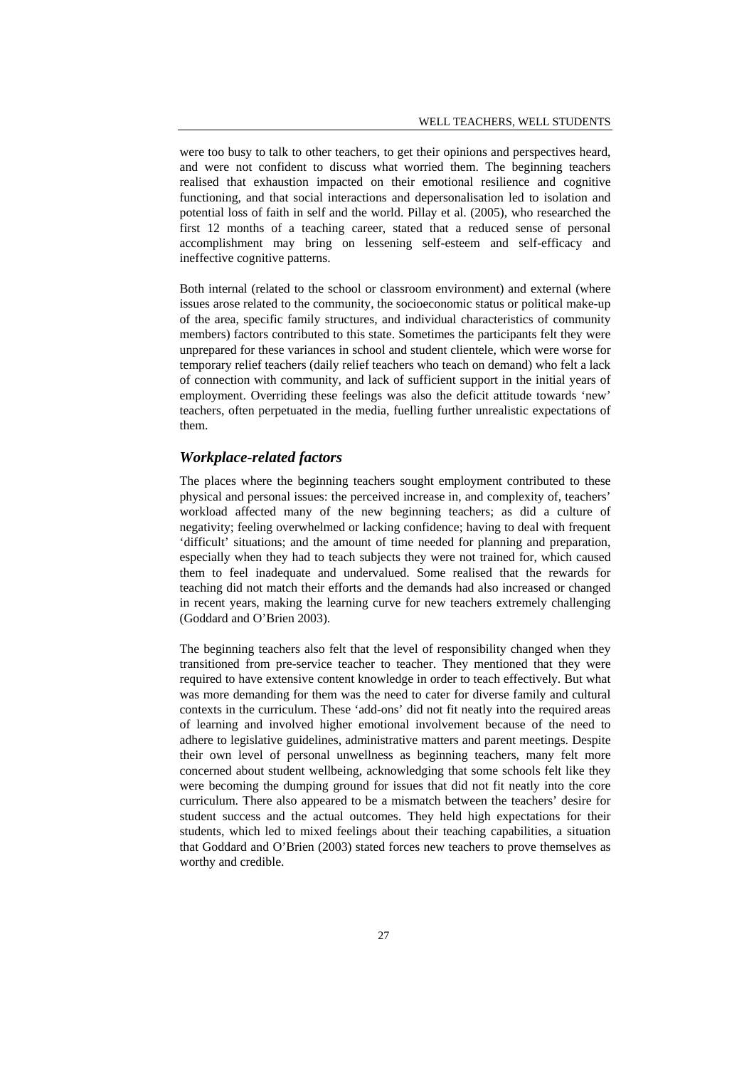were too busy to talk to other teachers, to get their opinions and perspectives heard, and were not confident to discuss what worried them. The beginning teachers realised that exhaustion impacted on their emotional resilience and cognitive functioning, and that social interactions and depersonalisation led to isolation and potential loss of faith in self and the world. Pillay et al. (2005), who researched the first 12 months of a teaching career, stated that a reduced sense of personal accomplishment may bring on lessening self-esteem and self-efficacy and ineffective cognitive patterns.

Both internal (related to the school or classroom environment) and external (where issues arose related to the community, the socioeconomic status or political make-up of the area, specific family structures, and individual characteristics of community members) factors contributed to this state. Sometimes the participants felt they were unprepared for these variances in school and student clientele, which were worse for temporary relief teachers (daily relief teachers who teach on demand) who felt a lack of connection with community, and lack of sufficient support in the initial years of employment. Overriding these feelings was also the deficit attitude towards 'new' teachers, often perpetuated in the media, fuelling further unrealistic expectations of them.

### *Workplace-related factors*

The places where the beginning teachers sought employment contributed to these physical and personal issues: the perceived increase in, and complexity of, teachers' workload affected many of the new beginning teachers; as did a culture of negativity; feeling overwhelmed or lacking confidence; having to deal with frequent 'difficult' situations; and the amount of time needed for planning and preparation, especially when they had to teach subjects they were not trained for, which caused them to feel inadequate and undervalued. Some realised that the rewards for teaching did not match their efforts and the demands had also increased or changed in recent years, making the learning curve for new teachers extremely challenging (Goddard and O'Brien 2003).

The beginning teachers also felt that the level of responsibility changed when they transitioned from pre-service teacher to teacher. They mentioned that they were required to have extensive content knowledge in order to teach effectively. But what was more demanding for them was the need to cater for diverse family and cultural contexts in the curriculum. These 'add-ons' did not fit neatly into the required areas of learning and involved higher emotional involvement because of the need to adhere to legislative guidelines, administrative matters and parent meetings. Despite their own level of personal unwellness as beginning teachers, many felt more concerned about student wellbeing, acknowledging that some schools felt like they were becoming the dumping ground for issues that did not fit neatly into the core curriculum. There also appeared to be a mismatch between the teachers' desire for student success and the actual outcomes. They held high expectations for their students, which led to mixed feelings about their teaching capabilities, a situation that Goddard and O'Brien (2003) stated forces new teachers to prove themselves as worthy and credible.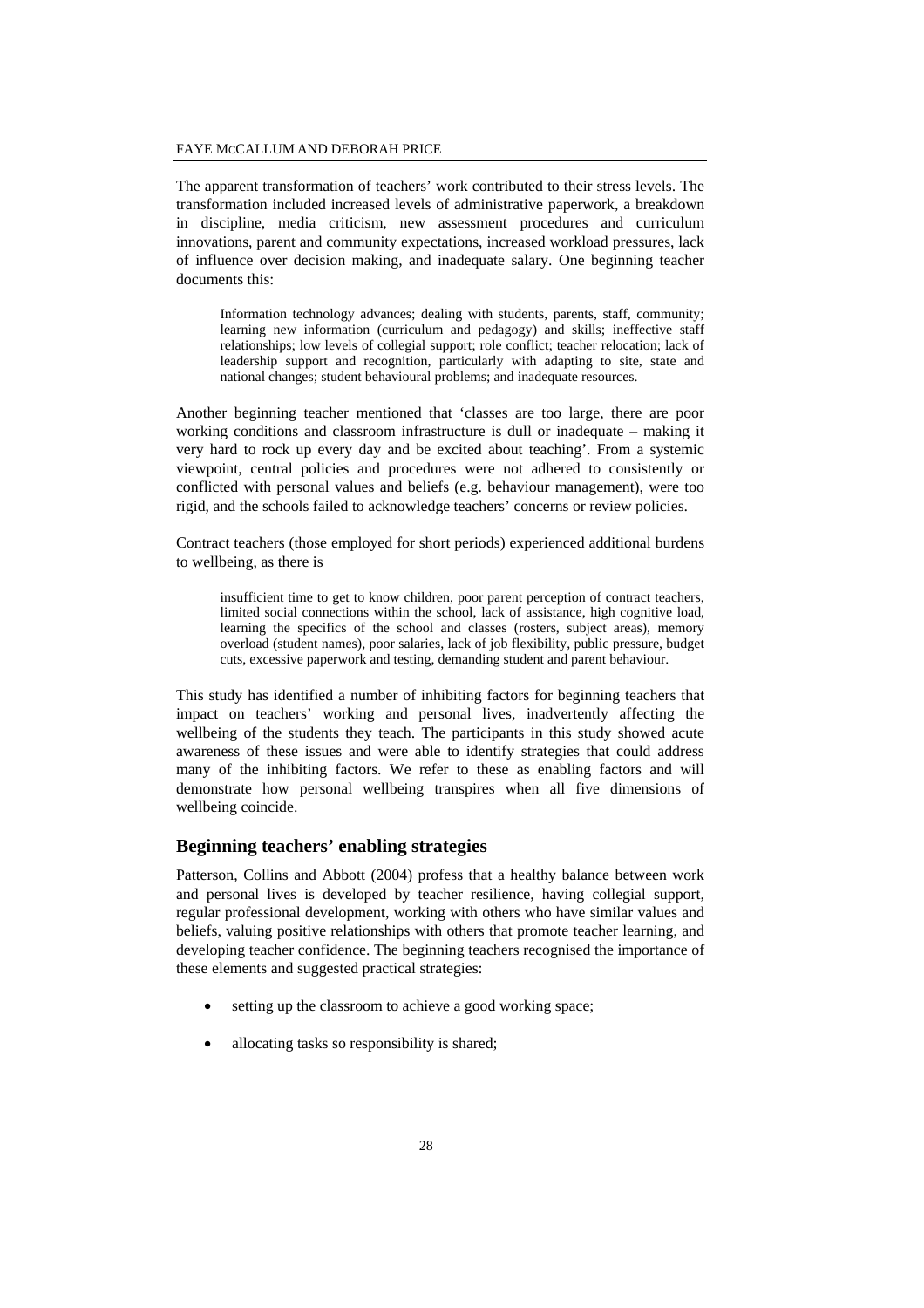The apparent transformation of teachers' work contributed to their stress levels. The transformation included increased levels of administrative paperwork, a breakdown in discipline, media criticism, new assessment procedures and curriculum innovations, parent and community expectations, increased workload pressures, lack of influence over decision making, and inadequate salary. One beginning teacher documents this:

> Information technology advances; dealing with students, parents, staff, community; learning new information (curriculum and pedagogy) and skills; ineffective staff relationships; low levels of collegial support; role conflict; teacher relocation; lack of leadership support and recognition, particularly with adapting to site, state and national changes; student behavioural problems; and inadequate resources.

Another beginning teacher mentioned that 'classes are too large, there are poor working conditions and classroom infrastructure is dull or inadequate – making it very hard to rock up every day and be excited about teaching'. From a systemic viewpoint, central policies and procedures were not adhered to consistently or conflicted with personal values and beliefs (e.g. behaviour management), were too rigid, and the schools failed to acknowledge teachers' concerns or review policies.

Contract teachers (those employed for short periods) experienced additional burdens to wellbeing, as there is

> insufficient time to get to know children, poor parent perception of contract teachers, limited social connections within the school, lack of assistance, high cognitive load, learning the specifics of the school and classes (rosters, subject areas), memory overload (student names), poor salaries, lack of job flexibility, public pressure, budget cuts, excessive paperwork and testing, demanding student and parent behaviour.

This study has identified a number of inhibiting factors for beginning teachers that impact on teachers' working and personal lives, inadvertently affecting the wellbeing of the students they teach. The participants in this study showed acute awareness of these issues and were able to identify strategies that could address many of the inhibiting factors. We refer to these as enabling factors and will demonstrate how personal wellbeing transpires when all five dimensions of wellbeing coincide.

## Beginning teachers' enabling strategies

Patterson, Collins and Abbott (2004) profess that a healthy balance between work and personal lives is developed by teacher resilience, having collegial support, regular professional development, working with others who have similar values and beliefs, valuing positive relationships with others that promote teacher learning, and developing teacher confidence. The beginning teachers recognised the importance of these elements and suggested practical strategies:

- setting up the classroom to achieve a good working space;
- allocating tasks so responsibility is shared;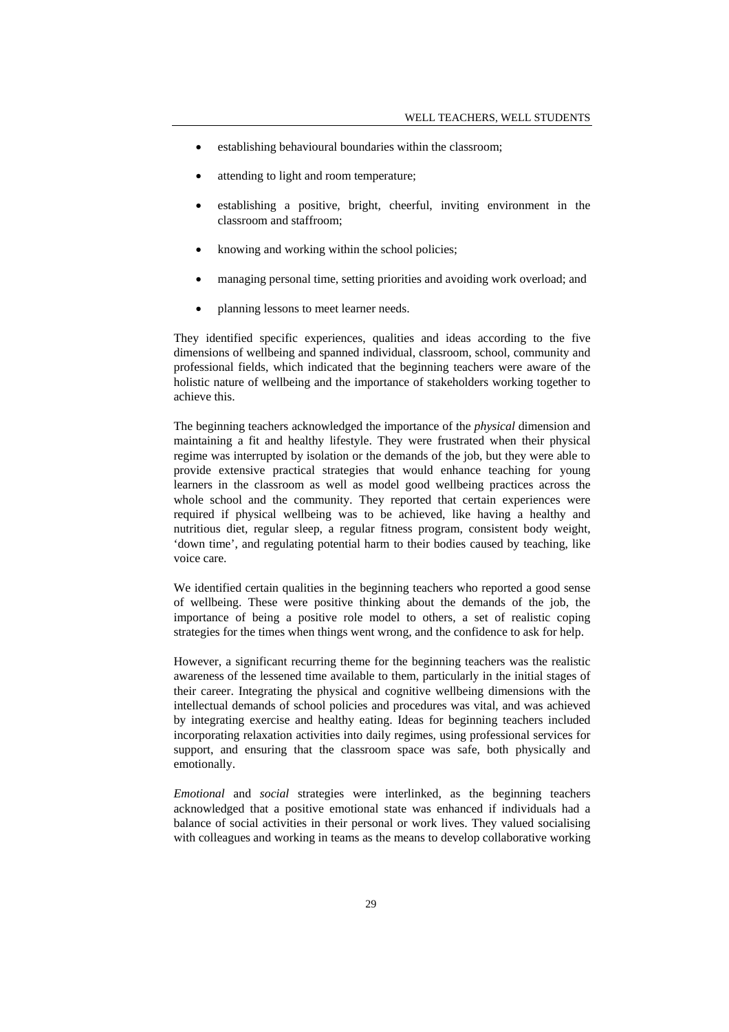- establishing behavioural boundaries within the classroom;
- attending to light and room temperature;
- establishing a positive, bright, cheerful, inviting environment in the classroom and staffroom;
- knowing and working within the school policies;
- managing personal time, setting priorities and avoiding work overload; and
- planning lessons to meet learner needs.

They identified specific experiences, qualities and ideas according to the five dimensions of wellbeing and spanned individual, classroom, school, community and professional fields, which indicated that the beginning teachers were aware of the holistic nature of wellbeing and the importance of stakeholders working together to achieve this.

The beginning teachers acknowledged the importance of the *physical* dimension and maintaining a fit and healthy lifestyle. They were frustrated when their physical regime was interrupted by isolation or the demands of the job, but they were able to provide extensive practical strategies that would enhance teaching for young learners in the classroom as well as model good wellbeing practices across the whole school and the community. They reported that certain experiences were required if physical wellbeing was to be achieved, like having a healthy and nutritious diet, regular sleep, a regular fitness program, consistent body weight, 'down time', and regulating potential harm to their bodies caused by teaching, like voice care.

We identified certain qualities in the beginning teachers who reported a good sense of wellbeing. These were positive thinking about the demands of the job, the importance of being a positive role model to others, a set of realistic coping strategies for the times when things went wrong, and the confidence to ask for help.

However, a significant recurring theme for the beginning teachers was the realistic awareness of the lessened time available to them, particularly in the initial stages of their career. Integrating the physical and cognitive wellbeing dimensions with the intellectual demands of school policies and procedures was vital, and was achieved by integrating exercise and healthy eating. Ideas for beginning teachers included incorporating relaxation activities into daily regimes, using professional services for support, and ensuring that the classroom space was safe, both physically and emotionally.

*Emotional* and *social* strategies were interlinked, as the beginning teachers acknowledged that a positive emotional state was enhanced if individuals had a balance of social activities in their personal or work lives. They valued socialising with colleagues and working in teams as the means to develop collaborative working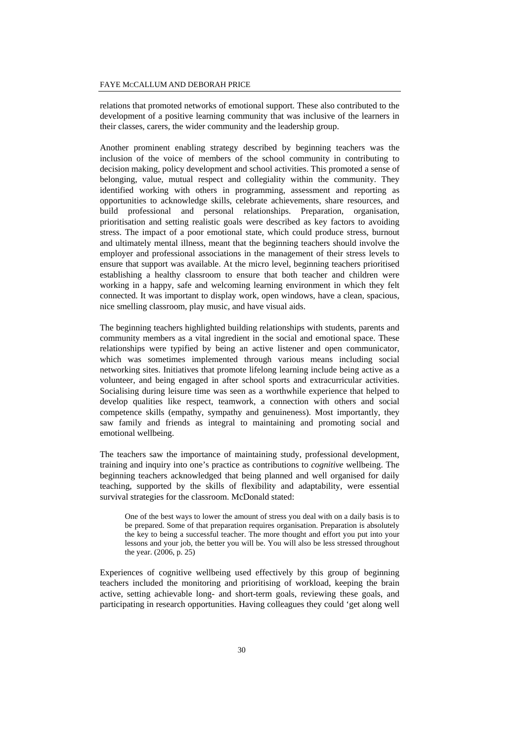relations that promoted networks of emotional support. These also contributed to the development of a positive learning community that was inclusive of the learners in their classes, carers, the wider community and the leadership group.

Another prominent enabling strategy described by beginning teachers was the inclusion of the voice of members of the school community in contributing to decision making, policy development and school activities. This promoted a sense of belonging, value, mutual respect and collegiality within the community. They identified working with others in programming, assessment and reporting as opportunities to acknowledge skills, celebrate achievements, share resources, and build professional and personal relationships. Preparation, organisation, prioritisation and setting realistic goals were described as key factors to avoiding stress. The impact of a poor emotional state, which could produce stress, burnout and ultimately mental illness, meant that the beginning teachers should involve the employer and professional associations in the management of their stress levels to ensure that support was available. At the micro level, beginning teachers prioritised establishing a healthy classroom to ensure that both teacher and children were working in a happy, safe and welcoming learning environment in which they felt connected. It was important to display work, open windows, have a clean, spacious, nice smelling classroom, play music, and have visual aids.

The beginning teachers highlighted building relationships with students, parents and community members as a vital ingredient in the social and emotional space. These relationships were typified by being an active listener and open communicator, which was sometimes implemented through various means including social networking sites. Initiatives that promote lifelong learning include being active as a volunteer, and being engaged in after school sports and extracurricular activities. Socialising during leisure time was seen as a worthwhile experience that helped to develop qualities like respect, teamwork, a connection with others and social competence skills (empathy, sympathy and genuineness). Most importantly, they saw family and friends as integral to maintaining and promoting social and emotional wellbeing.

The teachers saw the importance of maintaining study, professional development, training and inquiry into one's practice as contributions to *cognitive* wellbeing. The beginning teachers acknowledged that being planned and well organised for daily teaching, supported by the skills of flexibility and adaptability, were essential survival strategies for the classroom. McDonald stated:

> One of the best ways to lower the amount of stress you deal with on a daily basis is to be prepared. Some of that preparation requires organisation. Preparation is absolutely the key to being a successful teacher. The more thought and effort you put into your lessons and your job, the better you will be. You will also be less stressed throughout the year. (2006, p. 25)

Experiences of cognitive wellbeing used effectively by this group of beginning teachers included the monitoring and prioritising of workload, keeping the brain active, setting achievable long- and short-term goals, reviewing these goals, and participating in research opportunities. Having colleagues they could 'get along well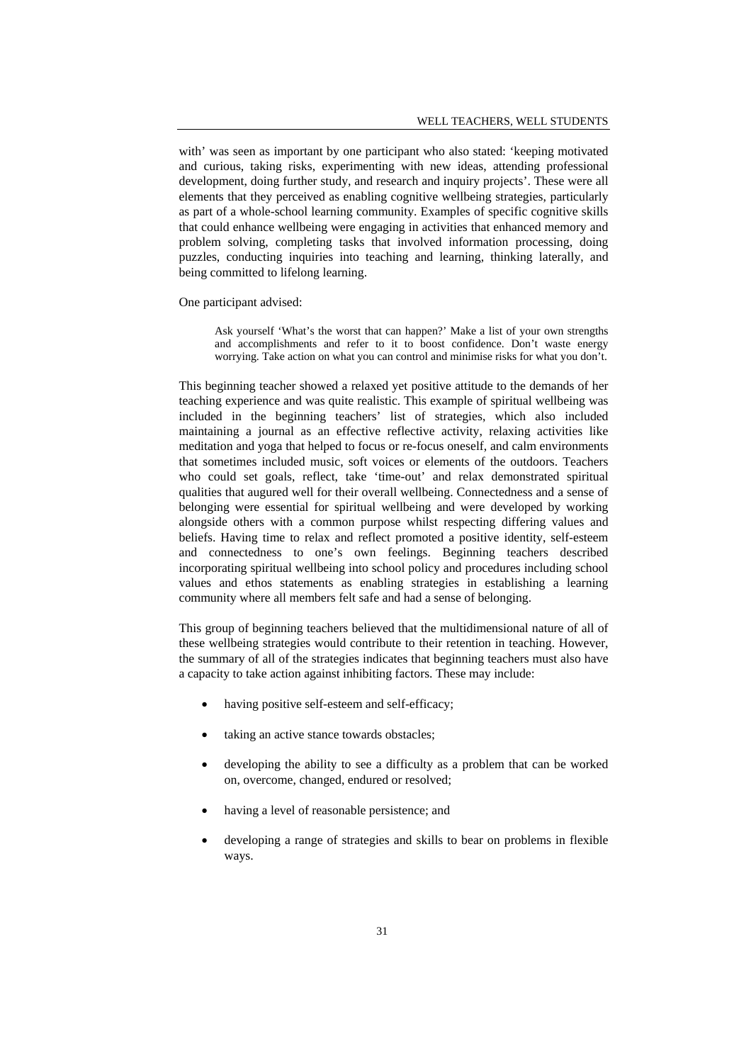with' was seen as important by one participant who also stated: 'keeping motivated and curious, taking risks, experimenting with new ideas, attending professional development, doing further study, and research and inquiry projects'. These were all elements that they perceived as enabling cognitive wellbeing strategies, particularly as part of a whole-school learning community. Examples of specific cognitive skills that could enhance wellbeing were engaging in activities that enhanced memory and problem solving, completing tasks that involved information processing, doing puzzles, conducting inquiries into teaching and learning, thinking laterally, and being committed to lifelong learning.

One participant advised:

> Ask yourself 'What's the worst that can happen?' Make a list of your own strengths and accomplishments and refer to it to boost confidence. Don't waste energy worrying. Take action on what you can control and minimise risks for what you don't.

This beginning teacher showed a relaxed yet positive attitude to the demands of her teaching experience and was quite realistic. This example of spiritual wellbeing was included in the beginning teachers' list of strategies, which also included maintaining a journal as an effective reflective activity, relaxing activities like meditation and yoga that helped to focus or re-focus oneself, and calm environments that sometimes included music, soft voices or elements of the outdoors. Teachers who could set goals, reflect, take 'time-out' and relax demonstrated spiritual qualities that augured well for their overall wellbeing. Connectedness and a sense of belonging were essential for spiritual wellbeing and were developed by working alongside others with a common purpose whilst respecting differing values and beliefs. Having time to relax and reflect promoted a positive identity, self-esteem and connectedness to one's own feelings. Beginning teachers described incorporating spiritual wellbeing into school policy and procedures including school values and ethos statements as enabling strategies in establishing a learning community where all members felt safe and had a sense of belonging.

This group of beginning teachers believed that the multidimensional nature of all of these wellbeing strategies would contribute to their retention in teaching. However, the summary of all of the strategies indicates that beginning teachers must also have a capacity to take action against inhibiting factors. These may include:

- having positive self-esteem and self-efficacy;
- taking an active stance towards obstacles;
- developing the ability to see a difficulty as a problem that can be worked on, overcome, changed, endured or resolved;
- having a level of reasonable persistence; and
- developing a range of strategies and skills to bear on problems in flexible ways.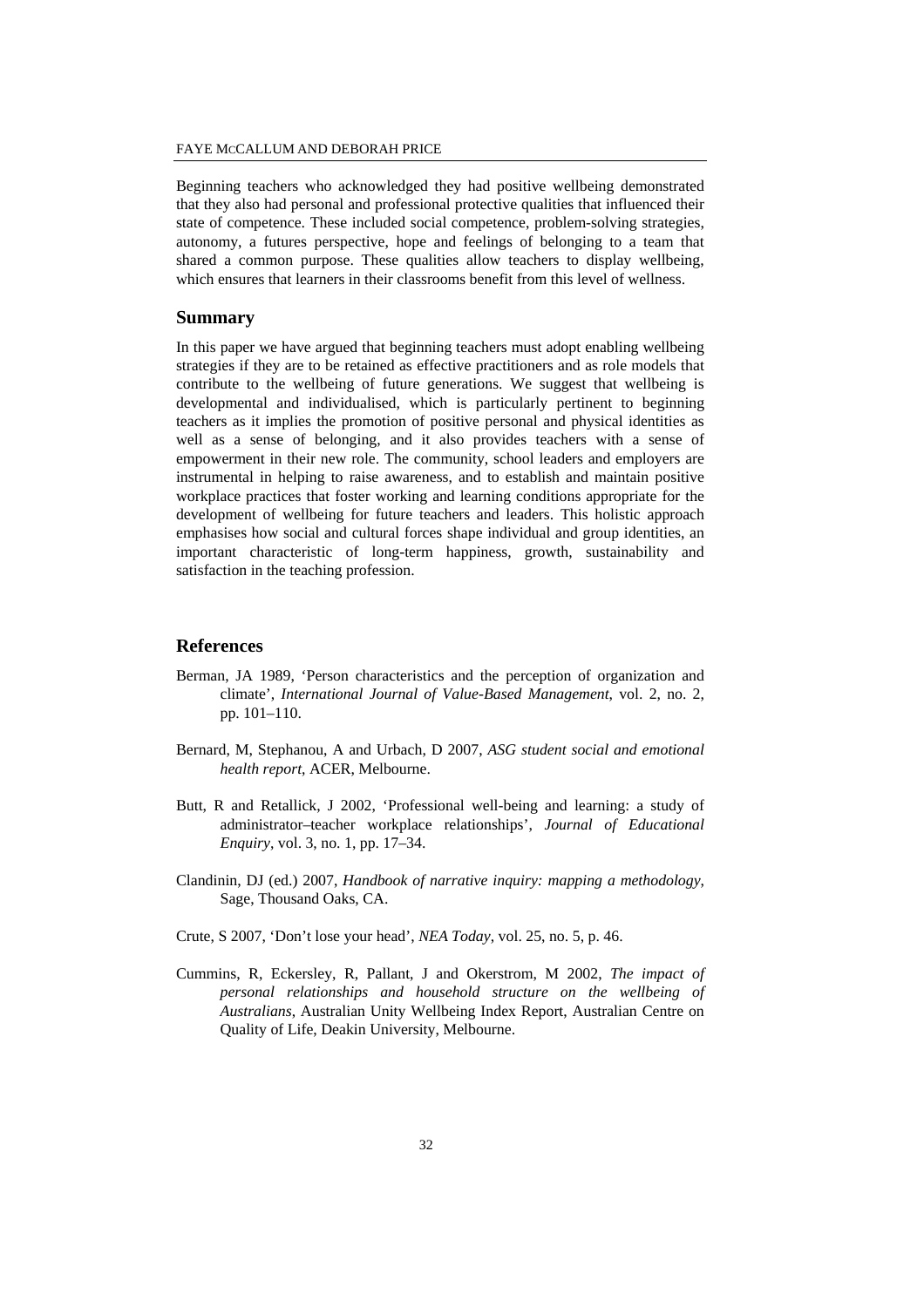Beginning teachers who acknowledged they had positive wellbeing demonstrated that they also had personal and professional protective qualities that influenced their state of competence. These included social competence, problem-solving strategies, autonomy, a futures perspective, hope and feelings of belonging to a team that shared a common purpose. These qualities allow teachers to display wellbeing, which ensures that learners in their classrooms benefit from this level of wellness.

## Summary

In this paper we have argued that beginning teachers must adopt enabling wellbeing strategies if they are to be retained as effective practitioners and as role models that contribute to the wellbeing of future generations. We suggest that wellbeing is developmental and individualised, which is particularly pertinent to beginning teachers as it implies the promotion of positive personal and physical identities as well as a sense of belonging, and it also provides teachers with a sense of empowerment in their new role. The community, school leaders and employers are instrumental in helping to raise awareness, and to establish and maintain positive workplace practices that foster working and learning conditions appropriate for the development of wellbeing for future teachers and leaders. This holistic approach emphasises how social and cultural forces shape individual and group identities, an important characteristic of long-term happiness, growth, sustainability and satisfaction in the teaching profession.

## References

Berman, JA 1989, 'Person characteristics and the perception of organization and climate', *International Journal of Value-Based Management*, vol. 2, no. 2, pp. 101–110.

Bernard, M, Stephanou, A and Urbach, D 2007, *ASG student social and emotional health report*, ACER, Melbourne.

Butt, R and Retallick, J 2002, 'Professional well-being and learning: a study of administrator–teacher workplace relationships', *Journal of Educational Enquiry*, vol. 3, no. 1, pp. 17–34.

Clandinin, DJ (ed.) 2007, *Handbook of narrative inquiry: mapping a methodology*, Sage, Thousand Oaks, CA.

Crute, S 2007, 'Don't lose your head', *NEA Today*, vol. 25, no. 5, p. 46.

Cummins, R, Eckersley, R, Pallant, J and Okerstrom, M 2002, *The impact of personal relationships and household structure on the wellbeing of Australians*, Australian Unity Wellbeing Index Report, Australian Centre on Quality of Life, Deakin University, Melbourne.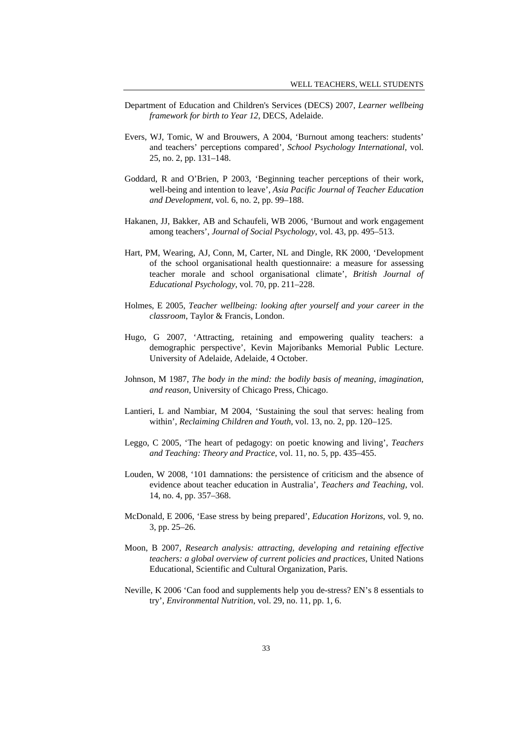Department of Education and Children's Services (DECS) 2007, *Learner wellbeing framework for birth to Year 12*, DECS, Adelaide.

Evers, WJ, Tomic, W and Brouwers, A 2004, 'Burnout among teachers: students' and teachers' perceptions compared', *School Psychology International*, vol. 25, no. 2, pp. 131–148.

Goddard, R and O'Brien, P 2003, 'Beginning teacher perceptions of their work, well-being and intention to leave', *Asia Pacific Journal of Teacher Education and Development*, vol. 6, no. 2, pp. 99–188.

Hakanen, JJ, Bakker, AB and Schaufeli, WB 2006, 'Burnout and work engagement among teachers', *Journal of Social Psychology*, vol. 43, pp. 495–513.

Hart, PM, Wearing, AJ, Conn, M, Carter, NL and Dingle, RK 2000, 'Development of the school organisational health questionnaire: a measure for assessing teacher morale and school organisational climate', *British Journal of Educational Psychology*, vol. 70, pp. 211–228.

Holmes, E 2005, *Teacher wellbeing: looking after yourself and your career in the classroom*, Taylor & Francis, London.

Hugo, G 2007, 'Attracting, retaining and empowering quality teachers: a demographic perspective', Kevin Majoribanks Memorial Public Lecture. University of Adelaide, Adelaide, 4 October.

Johnson, M 1987, *The body in the mind: the bodily basis of meaning, imagination, and reason*, University of Chicago Press, Chicago.

Lantieri, L and Nambiar, M 2004, 'Sustaining the soul that serves: healing from within', *Reclaiming Children and Youth*, vol. 13, no. 2, pp. 120–125.

Leggo, C 2005, 'The heart of pedagogy: on poetic knowing and living', *Teachers and Teaching: Theory and Practice*, vol. 11, no. 5, pp. 435–455.

Louden, W 2008, '101 damnations: the persistence of criticism and the absence of evidence about teacher education in Australia', *Teachers and Teaching*, vol. 14, no. 4, pp. 357–368.

McDonald, E 2006, 'Ease stress by being prepared', *Education Horizons*, vol. 9, no. 3, pp. 25–26.

Moon, B 2007, *Research analysis: attracting, developing and retaining effective teachers: a global overview of current policies and practices*, United Nations Educational, Scientific and Cultural Organization, Paris.

Neville, K 2006 'Can food and supplements help you de-stress? EN's 8 essentials to try', *Environmental Nutrition*, vol. 29, no. 11, pp. 1, 6.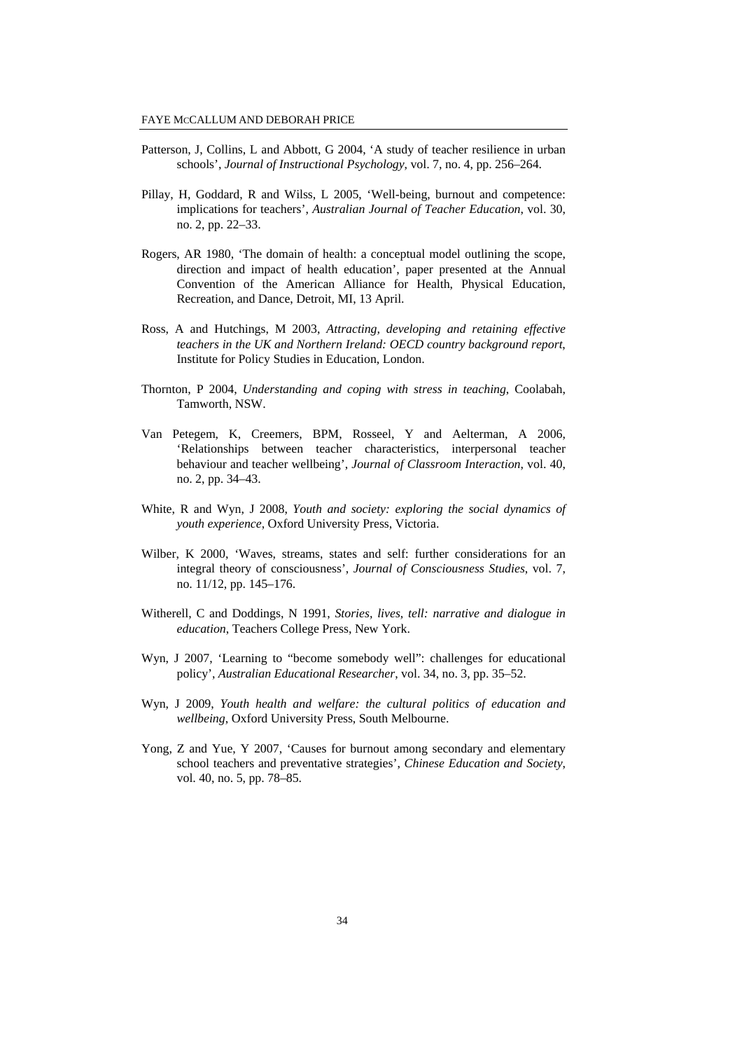Patterson, J, Collins, L and Abbott, G 2004, 'A study of teacher resilience in urban schools', *Journal of Instructional Psychology*, vol. 7, no. 4, pp. 256–264.

Pillay, H, Goddard, R and Wilss, L 2005, 'Well-being, burnout and competence: implications for teachers', *Australian Journal of Teacher Education*, vol. 30, no. 2, pp. 22–33.

Rogers, AR 1980, 'The domain of health: a conceptual model outlining the scope, direction and impact of health education', paper presented at the Annual Convention of the American Alliance for Health, Physical Education, Recreation, and Dance, Detroit, MI, 13 April.

Ross, A and Hutchings, M 2003, *Attracting, developing and retaining effective teachers in the UK and Northern Ireland: OECD country background report*, Institute for Policy Studies in Education, London.

Thornton, P 2004, *Understanding and coping with stress in teaching*, Coolabah, Tamworth, NSW.

Van Petegem, K, Creemers, BPM, Rosseel, Y and Aelterman, A 2006, 'Relationships between teacher characteristics, interpersonal teacher behaviour and teacher wellbeing', *Journal of Classroom Interaction*, vol. 40, no. 2, pp. 34–43.

White, R and Wyn, J 2008, *Youth and society: exploring the social dynamics of youth experience*, Oxford University Press, Victoria.

Wilber, K 2000, 'Waves, streams, states and self: further considerations for an integral theory of consciousness', *Journal of Consciousness Studies*, vol. 7, no. 11/12, pp. 145–176.

Witherell, C and Doddings, N 1991, *Stories, lives, tell: narrative and dialogue in education*, Teachers College Press, New York.

Wyn, J 2007, 'Learning to "become somebody well": challenges for educational policy', *Australian Educational Researcher*, vol. 34, no. 3, pp. 35–52.

Wyn, J 2009, *Youth health and welfare: the cultural politics of education and wellbeing*, Oxford University Press, South Melbourne.

Yong, Z and Yue, Y 2007, 'Causes for burnout among secondary and elementary school teachers and preventative strategies', *Chinese Education and Society*, vol. 40, no. 5, pp. 78–85.